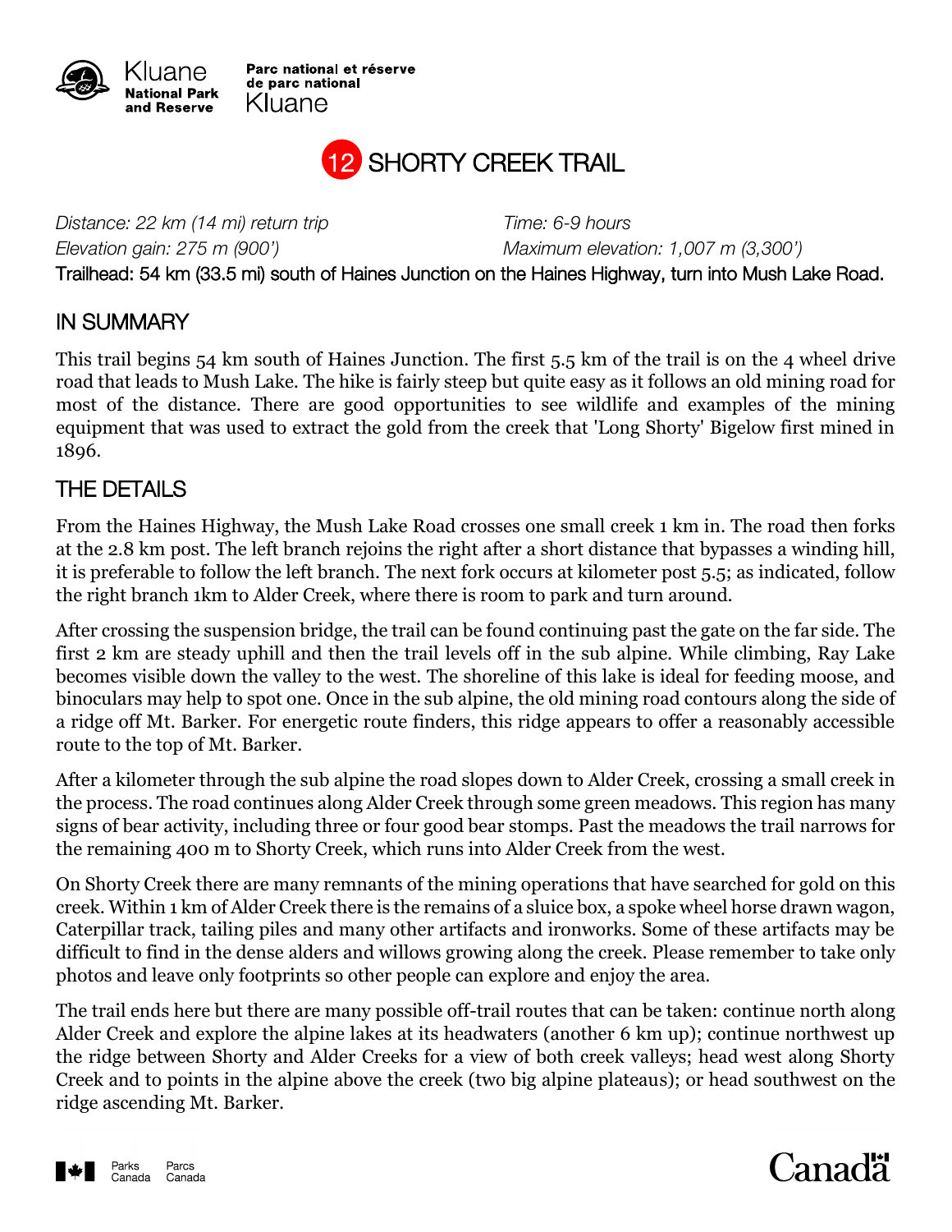Kluane National Park and Reserve

Parc national et réserve de parc national Kluane

# 12 SHORTY CREEK TRAIL

*Distance: 22 km (14 mi) return trip* *Time: 6-9 hours*
*Elevation gain: 275 m (900')* *Maximum elevation: 1,007 m (3,300')*
Trailhead: 54 km (33.5 mi) south of Haines Junction on the Haines Highway, turn into Mush Lake Road.

## IN SUMMARY

This trail begins 54 km south of Haines Junction. The first 5.5 km of the trail is on the 4 wheel drive road that leads to Mush Lake. The hike is fairly steep but quite easy as it follows an old mining road for most of the distance. There are good opportunities to see wildlife and examples of the mining equipment that was used to extract the gold from the creek that 'Long Shorty' Bigelow first mined in 1896.

## THE DETAILS

From the Haines Highway, the Mush Lake Road crosses one small creek 1 km in. The road then forks at the 2.8 km post. The left branch rejoins the right after a short distance that bypasses a winding hill, it is preferable to follow the left branch. The next fork occurs at kilometer post 5.5; as indicated, follow the right branch 1km to Alder Creek, where there is room to park and turn around.

After crossing the suspension bridge, the trail can be found continuing past the gate on the far side. The first 2 km are steady uphill and then the trail levels off in the sub alpine. While climbing, Ray Lake becomes visible down the valley to the west. The shoreline of this lake is ideal for feeding moose, and binoculars may help to spot one. Once in the sub alpine, the old mining road contours along the side of a ridge off Mt. Barker. For energetic route finders, this ridge appears to offer a reasonably accessible route to the top of Mt. Barker.

After a kilometer through the sub alpine the road slopes down to Alder Creek, crossing a small creek in the process. The road continues along Alder Creek through some green meadows. This region has many signs of bear activity, including three or four good bear stomps. Past the meadows the trail narrows for the remaining 400 m to Shorty Creek, which runs into Alder Creek from the west.

On Shorty Creek there are many remnants of the mining operations that have searched for gold on this creek. Within 1 km of Alder Creek there is the remains of a sluice box, a spoke wheel horse drawn wagon, Caterpillar track, tailing piles and many other artifacts and ironworks. Some of these artifacts may be difficult to find in the dense alders and willows growing along the creek. Please remember to take only photos and leave only footprints so other people can explore and enjoy the area.

The trail ends here but there are many possible off-trail routes that can be taken: continue north along Alder Creek and explore the alpine lakes at its headwaters (another 6 km up); continue northwest up the ridge between Shorty and Alder Creeks for a view of both creek valleys; head west along Shorty Creek and to points in the alpine above the creek (two big alpine plateaus); or head southwest on the ridge ascending Mt. Barker.

Parks Canada Parcs Canada

Canada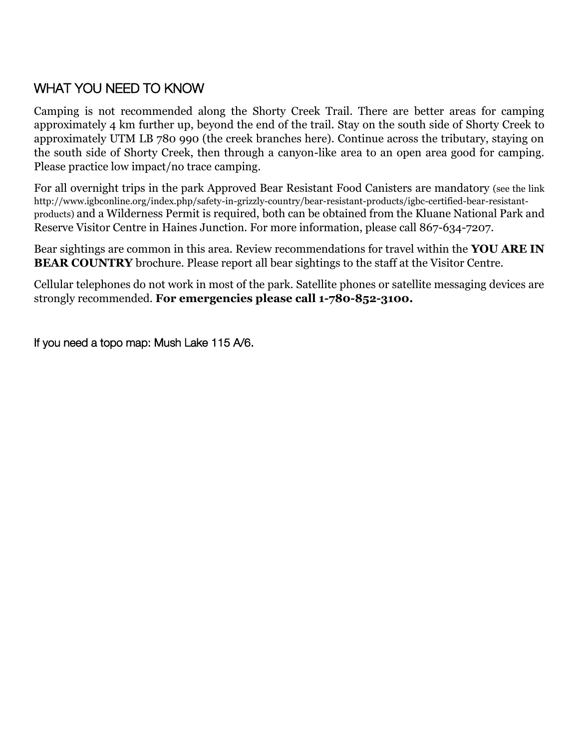## WHAT YOU NEED TO KNOW

Camping is not recommended along the Shorty Creek Trail. There are better areas for camping approximately 4 km further up, beyond the end of the trail. Stay on the south side of Shorty Creek to approximately UTM LB 780 990 (the creek branches here). Continue across the tributary, staying on the south side of Shorty Creek, then through a canyon-like area to an open area good for camping. Please practice low impact/no trace camping.

For all overnight trips in the park Approved Bear Resistant Food Canisters are mandatory (see the link http://www.igbconline.org/index.php/safety-in-grizzly-country/bear-resistant-products/igbc-certified-bear-resistant-products) and a Wilderness Permit is required, both can be obtained from the Kluane National Park and Reserve Visitor Centre in Haines Junction. For more information, please call 867-634-7207.

Bear sightings are common in this area. Review recommendations for travel within the **YOU ARE IN BEAR COUNTRY** brochure. Please report all bear sightings to the staff at the Visitor Centre.

Cellular telephones do not work in most of the park. Satellite phones or satellite messaging devices are strongly recommended. **For emergencies please call 1-780-852-3100.**

If you need a topo map: Mush Lake 115 A/6.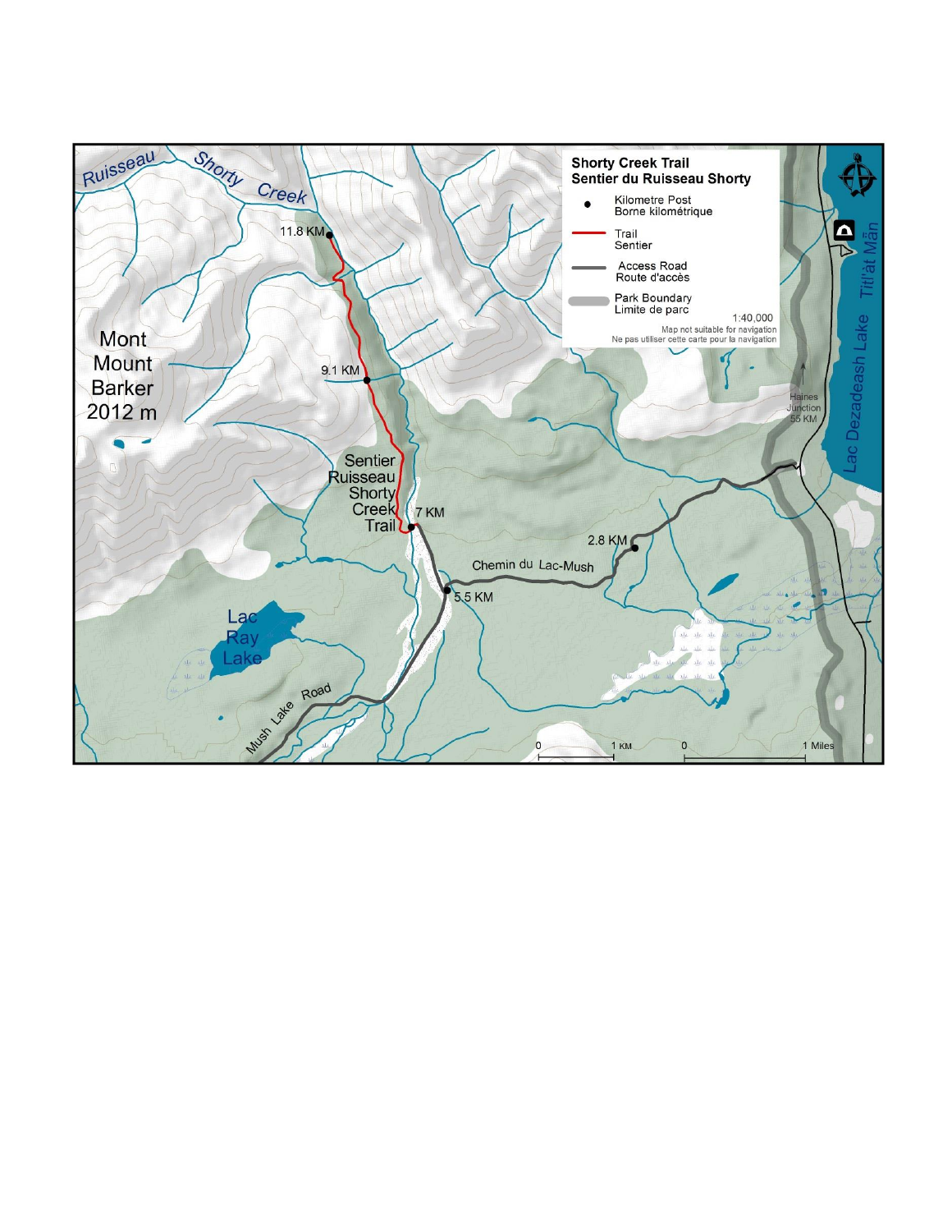**Shorty Creek Trail**
**Sentier du Ruisseau Shorty**

Kilometre Post
Borne kilométrique

Trail
Sentier

Access Road
Route d'accès

Park Boundary
Limite de parc

1:40,000
Map not suitable for navigation
Ne pas utiliser cette carte pour la navigation

Ruisseau Shorty Creek

11.8 KM

9.1 KM

7 KM

5.5 KM

2.8 KM

Mont
Mount
Barker
2012 m

Sentier
Ruisseau
Shorty
Creek
Trail

Chemin du Lac-Mush

Lac
Ray
Lake

Mush Lake Road

Lac Dezadeash Lake

Tl'ât Män

Haines
Junction
55 KM

0 1 KM

0 1 Miles